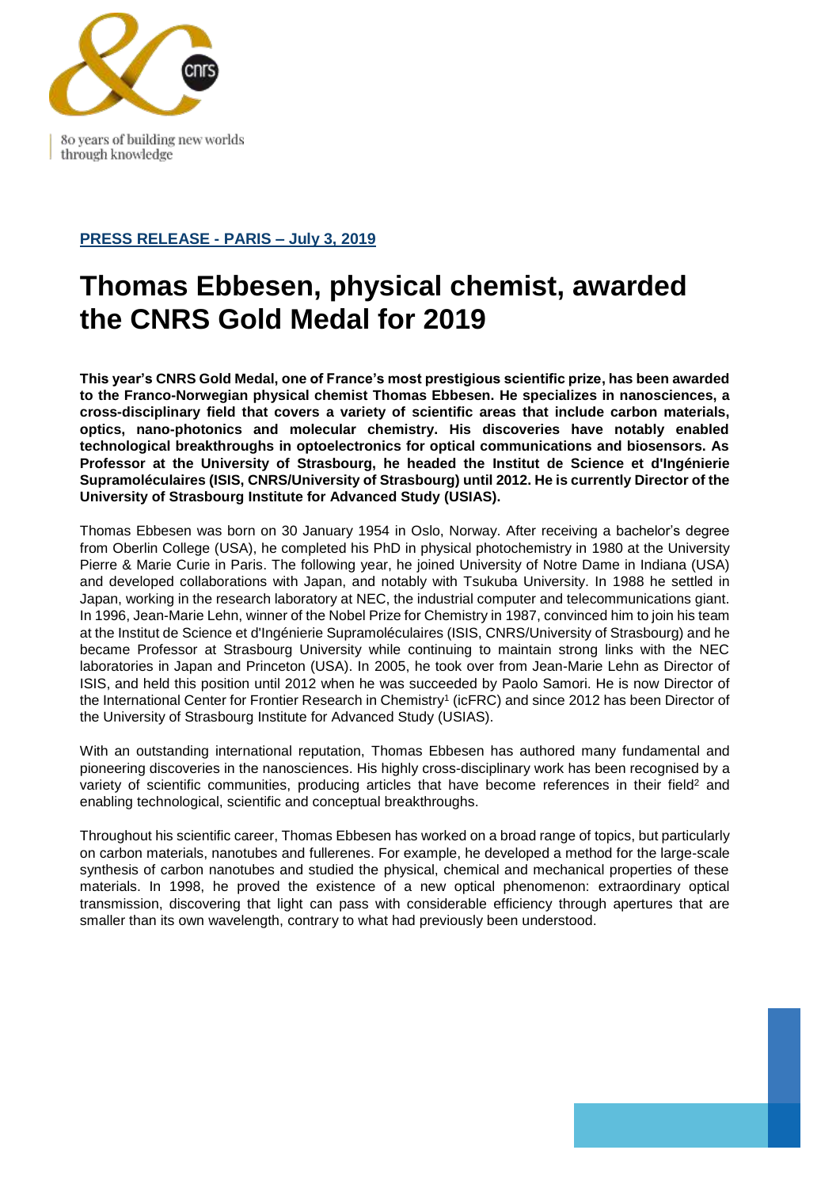80 years of building new worlds through knowledge

**PRESS RELEASE - PARIS – July 3, 2019**

# Thomas Ebbesen, physical chemist, awarded the CNRS Gold Medal for 2019

**This year's CNRS Gold Medal, one of France's most prestigious scientific prize, has been awarded to the Franco-Norwegian physical chemist Thomas Ebbesen. He specializes in nanosciences, a cross-disciplinary field that covers a variety of scientific areas that include carbon materials, optics, nano-photonics and molecular chemistry. His discoveries have notably enabled technological breakthroughs in optoelectronics for optical communications and biosensors. As Professor at the University of Strasbourg, he headed the Institut de Science et d'Ingénierie Supramoléculaires (ISIS, CNRS/University of Strasbourg) until 2012. He is currently Director of the University of Strasbourg Institute for Advanced Study (USIAS).**

Thomas Ebbesen was born on 30 January 1954 in Oslo, Norway. After receiving a bachelor's degree from Oberlin College (USA), he completed his PhD in physical photochemistry in 1980 at the University Pierre & Marie Curie in Paris. The following year, he joined University of Notre Dame in Indiana (USA) and developed collaborations with Japan, and notably with Tsukuba University. In 1988 he settled in Japan, working in the research laboratory at NEC, the industrial computer and telecommunications giant. In 1996, Jean-Marie Lehn, winner of the Nobel Prize for Chemistry in 1987, convinced him to join his team at the Institut de Science et d'Ingénierie Supramoléculaires (ISIS, CNRS/University of Strasbourg) and he became Professor at Strasbourg University while continuing to maintain strong links with the NEC laboratories in Japan and Princeton (USA). In 2005, he took over from Jean-Marie Lehn as Director of ISIS, and held this position until 2012 when he was succeeded by Paolo Samori. He is now Director of the International Center for Frontier Research in Chemistry[1] (icFRC) and since 2012 has been Director of the University of Strasbourg Institute for Advanced Study (USIAS).

With an outstanding international reputation, Thomas Ebbesen has authored many fundamental and pioneering discoveries in the nanosciences. His highly cross-disciplinary work has been recognised by a variety of scientific communities, producing articles that have become references in their field[2] and enabling technological, scientific and conceptual breakthroughs.

Throughout his scientific career, Thomas Ebbesen has worked on a broad range of topics, but particularly on carbon materials, nanotubes and fullerenes. For example, he developed a method for the large-scale synthesis of carbon nanotubes and studied the physical, chemical and mechanical properties of these materials. In 1998, he proved the existence of a new optical phenomenon: extraordinary optical transmission, discovering that light can pass with considerable efficiency through apertures that are smaller than its own wavelength, contrary to what had previously been understood.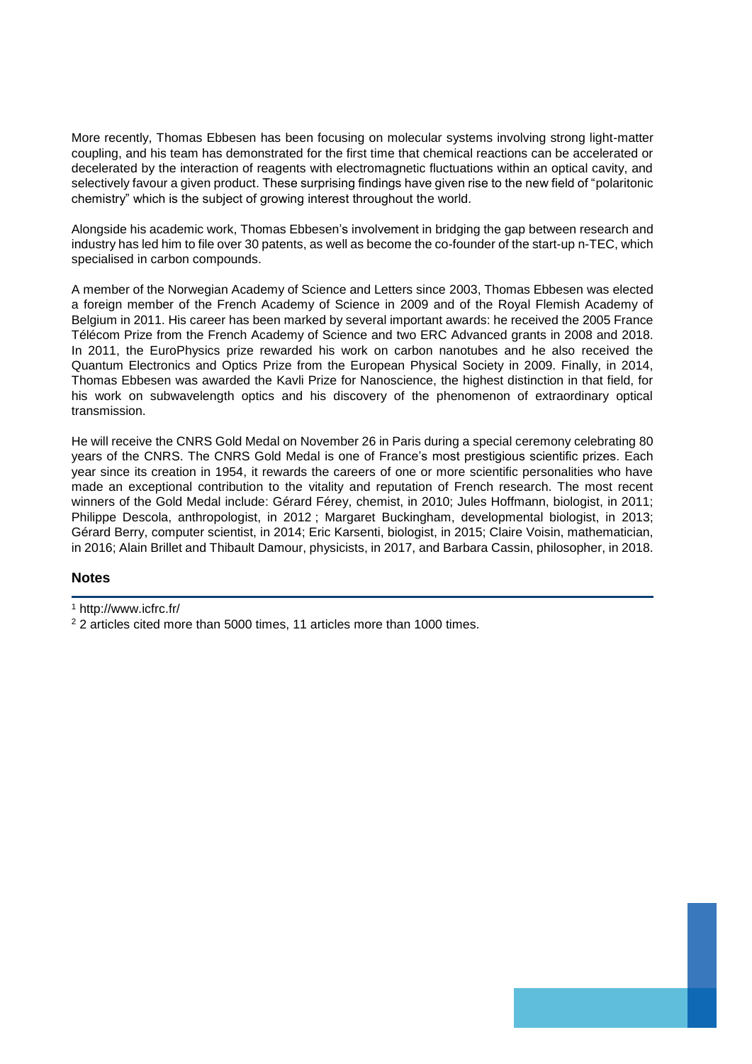More recently, Thomas Ebbesen has been focusing on molecular systems involving strong light-matter coupling, and his team has demonstrated for the first time that chemical reactions can be accelerated or decelerated by the interaction of reagents with electromagnetic fluctuations within an optical cavity, and selectively favour a given product. These surprising findings have given rise to the new field of "polaritonic chemistry" which is the subject of growing interest throughout the world.

Alongside his academic work, Thomas Ebbesen's involvement in bridging the gap between research and industry has led him to file over 30 patents, as well as become the co-founder of the start-up n-TEC, which specialised in carbon compounds.

A member of the Norwegian Academy of Science and Letters since 2003, Thomas Ebbesen was elected a foreign member of the French Academy of Science in 2009 and of the Royal Flemish Academy of Belgium in 2011. His career has been marked by several important awards: he received the 2005 France Télécom Prize from the French Academy of Science and two ERC Advanced grants in 2008 and 2018. In 2011, the EuroPhysics prize rewarded his work on carbon nanotubes and he also received the Quantum Electronics and Optics Prize from the European Physical Society in 2009. Finally, in 2014, Thomas Ebbesen was awarded the Kavli Prize for Nanoscience, the highest distinction in that field, for his work on subwavelength optics and his discovery of the phenomenon of extraordinary optical transmission.

He will receive the CNRS Gold Medal on November 26 in Paris during a special ceremony celebrating 80 years of the CNRS. The CNRS Gold Medal is one of France's most prestigious scientific prizes. Each year since its creation in 1954, it rewards the careers of one or more scientific personalities who have made an exceptional contribution to the vitality and reputation of French research. The most recent winners of the Gold Medal include: Gérard Férey, chemist, in 2010; Jules Hoffmann, biologist, in 2011; Philippe Descola, anthropologist, in 2012 ; Margaret Buckingham, developmental biologist, in 2013; Gérard Berry, computer scientist, in 2014; Eric Karsenti, biologist, in 2015; Claire Voisin, mathematician, in 2016; Alain Brillet and Thibault Damour, physicists, in 2017, and Barbara Cassin, philosopher, in 2018.

## Notes

[1] http://www.icfrc.fr/

[2] 2 articles cited more than 5000 times, 11 articles more than 1000 times.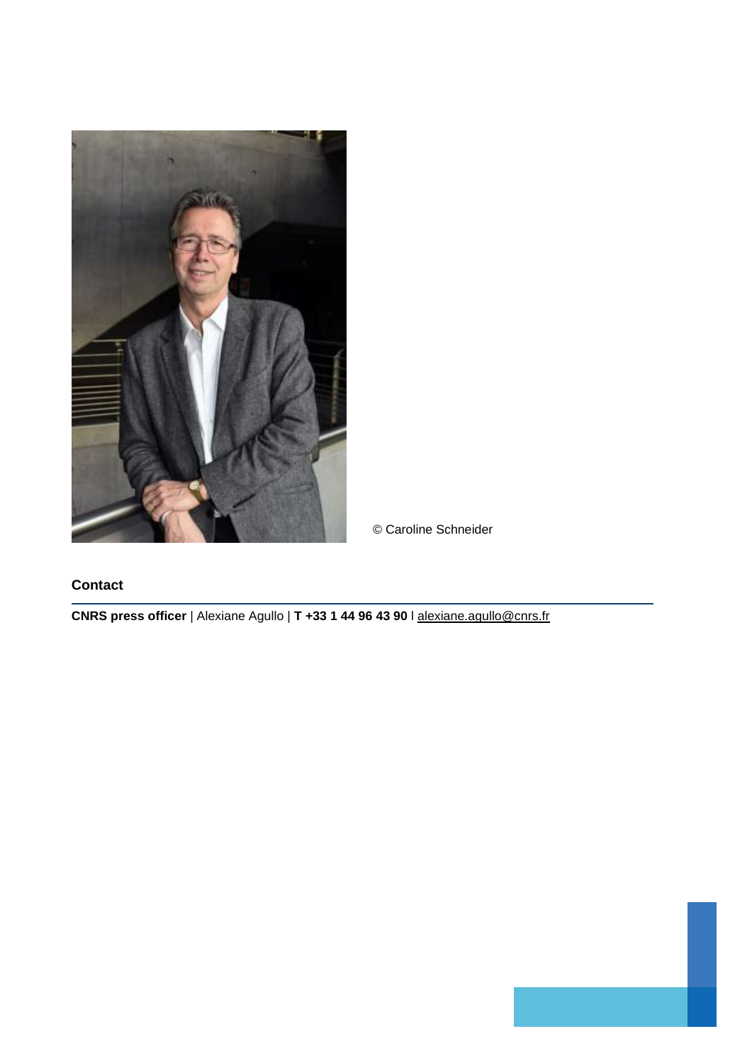© Caroline Schneider

**Contact**

**CNRS press officer** | Alexiane Agullo | **T +33 1 44 96 43 90** l alexiane.agullo@cnrs.fr